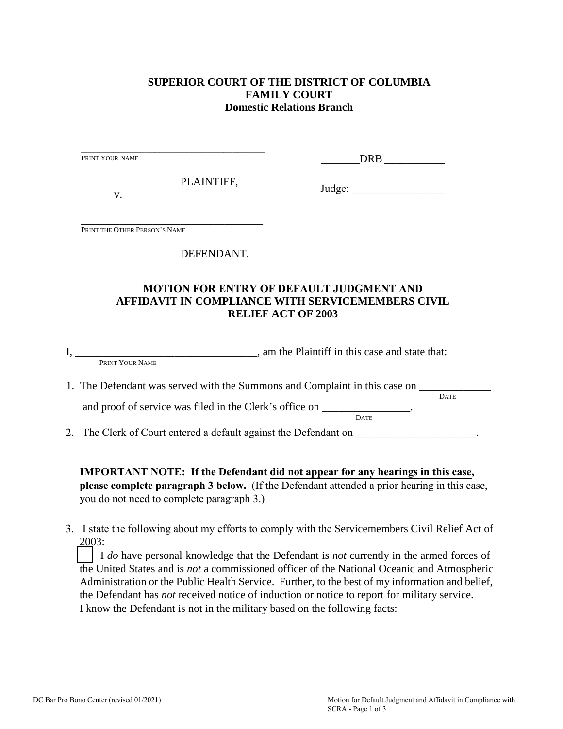**SUPERIOR COURT OF THE DISTRICT OF COLUMBIA**
**FAMILY COURT**
**Domestic Relations Branch**

_____________________________________
PRINT YOUR NAME

PLAINTIFF,

v.

_______DRB __________

Judge: ________________

_____________________________________
PRINT THE OTHER PERSON'S NAME

DEFENDANT.

**MOTION FOR ENTRY OF DEFAULT JUDGMENT AND AFFIDAVIT IN COMPLIANCE WITH SERVICEMEMBERS CIVIL RELIEF ACT OF 2003**

I, _________________________________, am the Plaintiff in this case and state that:
PRINT YOUR NAME

1. The Defendant was served with the Summons and Complaint in this case on _____________
DATE
and proof of service was filed in the Clerk's office on ________________.
DATE
2. The Clerk of Court entered a default against the Defendant on _____________________.

**IMPORTANT NOTE: If the Defendant did not appear for any hearings in this case, please complete paragraph 3 below.** (If the Defendant attended a prior hearing in this case, you do not need to complete paragraph 3.)

3. I state the following about my efforts to comply with the Servicemembers Civil Relief Act of 2003:
☐ I *do* have personal knowledge that the Defendant is *not* currently in the armed forces of the United States and is *not* a commissioned officer of the National Oceanic and Atmospheric Administration or the Public Health Service. Further, to the best of my information and belief, the Defendant has *not* received notice of induction or notice to report for military service.
I know the Defendant is not in the military based on the following facts:

DC Bar Pro Bono Center (revised 01/2021)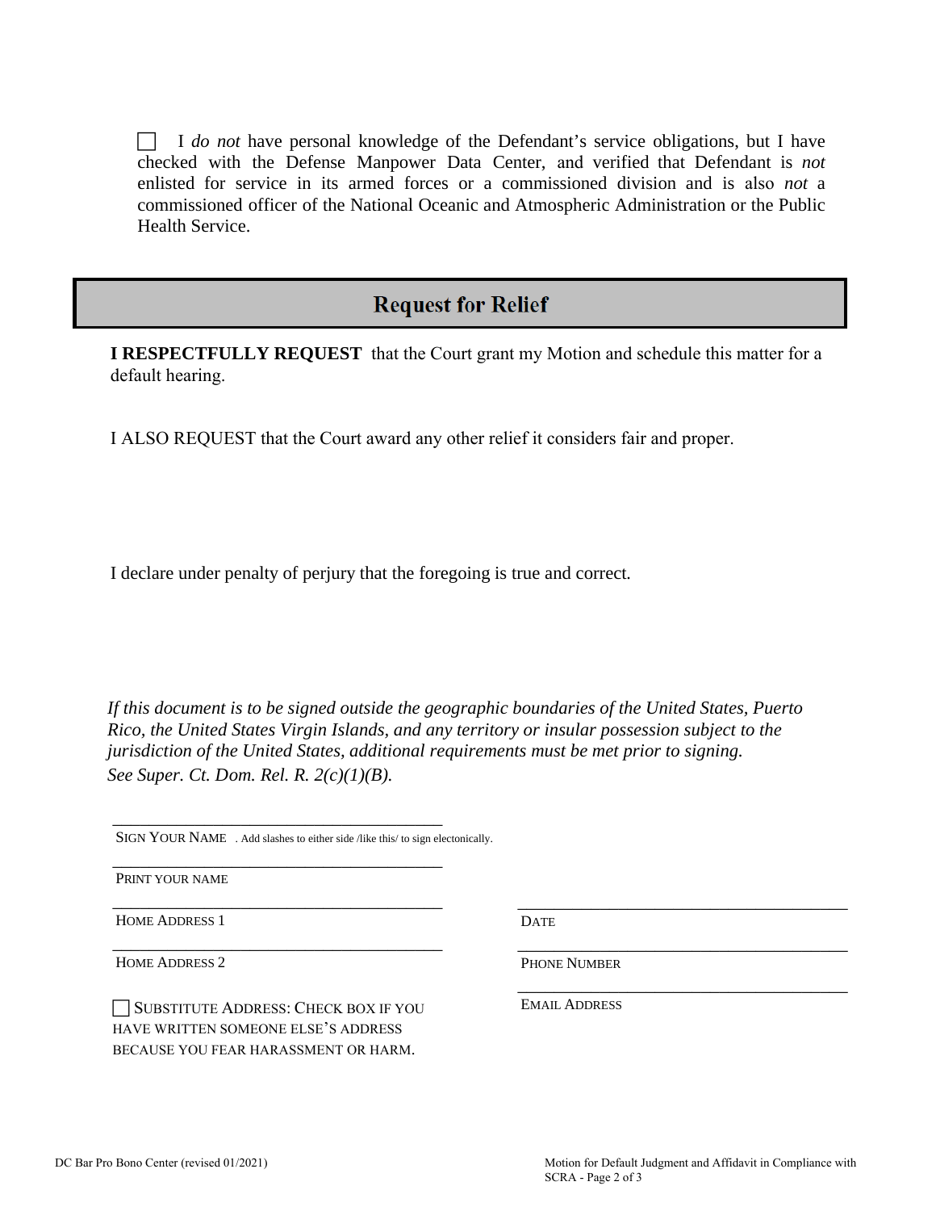☐ I *do not* have personal knowledge of the Defendant's service obligations, but I have checked with the Defense Manpower Data Center, and verified that Defendant is *not* enlisted for service in its armed forces or a commissioned division and is also *not* a commissioned officer of the National Oceanic and Atmospheric Administration or the Public Health Service.

## Request for Relief

**I RESPECTFULLY REQUEST** that the Court grant my Motion and schedule this matter for a default hearing.

I ALSO REQUEST that the Court award any other relief it considers fair and proper.

I declare under penalty of perjury that the foregoing is true and correct.

*If this document is to be signed outside the geographic boundaries of the United States, Puerto Rico, the United States Virgin Islands, and any territory or insular possession subject to the jurisdiction of the United States, additional requirements must be met prior to signing. See Super. Ct. Dom. Rel. R. 2(c)(1)(B).*

\_\_\_\_\_\_\_\_\_\_\_\_\_\_\_\_\_\_\_\_\_\_\_\_\_\_\_\_\_\_\_\_\_\_\_\_\_\_\_\_
SIGN YOUR NAME . Add slashes to either side /like this/ to sign electonically.

\_\_\_\_\_\_\_\_\_\_\_\_\_\_\_\_\_\_\_\_\_\_\_\_\_\_\_\_\_\_\_\_\_\_\_\_\_\_\_\_
PRINT YOUR NAME

\_\_\_\_\_\_\_\_\_\_\_\_\_\_\_\_\_\_\_\_\_\_\_\_\_\_\_\_\_\_\_\_\_\_\_\_\_\_\_\_
HOME ADDRESS 1

\_\_\_\_\_\_\_\_\_\_\_\_\_\_\_\_\_\_\_\_\_\_\_\_\_\_\_\_\_\_\_\_\_\_\_\_\_\_\_\_
HOME ADDRESS 2

☐ SUBSTITUTE ADDRESS: CHECK BOX IF YOU HAVE WRITTEN SOMEONE ELSE'S ADDRESS BECAUSE YOU FEAR HARASSMENT OR HARM.

\_\_\_\_\_\_\_\_\_\_\_\_\_\_\_\_\_\_\_\_\_\_\_\_\_\_\_\_\_\_\_\_\_\_\_\_\_\_\_\_
DATE

\_\_\_\_\_\_\_\_\_\_\_\_\_\_\_\_\_\_\_\_\_\_\_\_\_\_\_\_\_\_\_\_\_\_\_\_\_\_\_\_
PHONE NUMBER

\_\_\_\_\_\_\_\_\_\_\_\_\_\_\_\_\_\_\_\_\_\_\_\_\_\_\_\_\_\_\_\_\_\_\_\_\_\_\_\_
EMAIL ADDRESS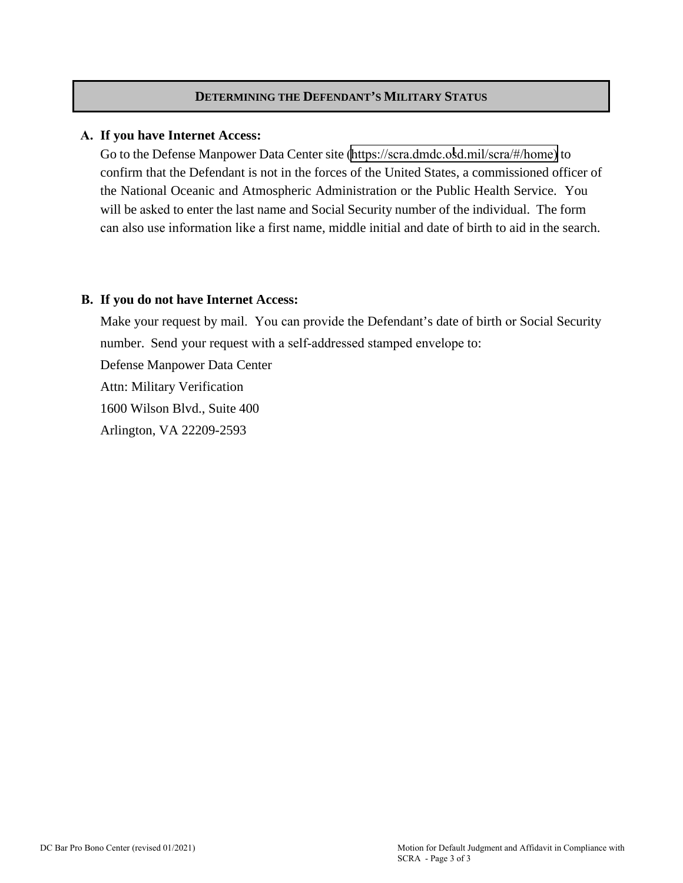## DETERMINING THE DEFENDANT'S MILITARY STATUS

**A. If you have Internet Access:**

Go to the Defense Manpower Data Center site (https://scra.dmdc.osd.mil/scra/#/home) to confirm that the Defendant is not in the forces of the United States, a commissioned officer of the National Oceanic and Atmospheric Administration or the Public Health Service. You will be asked to enter the last name and Social Security number of the individual. The form can also use information like a first name, middle initial and date of birth to aid in the search.

**B. If you do not have Internet Access:**

Make your request by mail. You can provide the Defendant's date of birth or Social Security number. Send your request with a self-addressed stamped envelope to:

Defense Manpower Data Center  
Attn: Military Verification  
1600 Wilson Blvd., Suite 400  
Arlington, VA 22209-2593